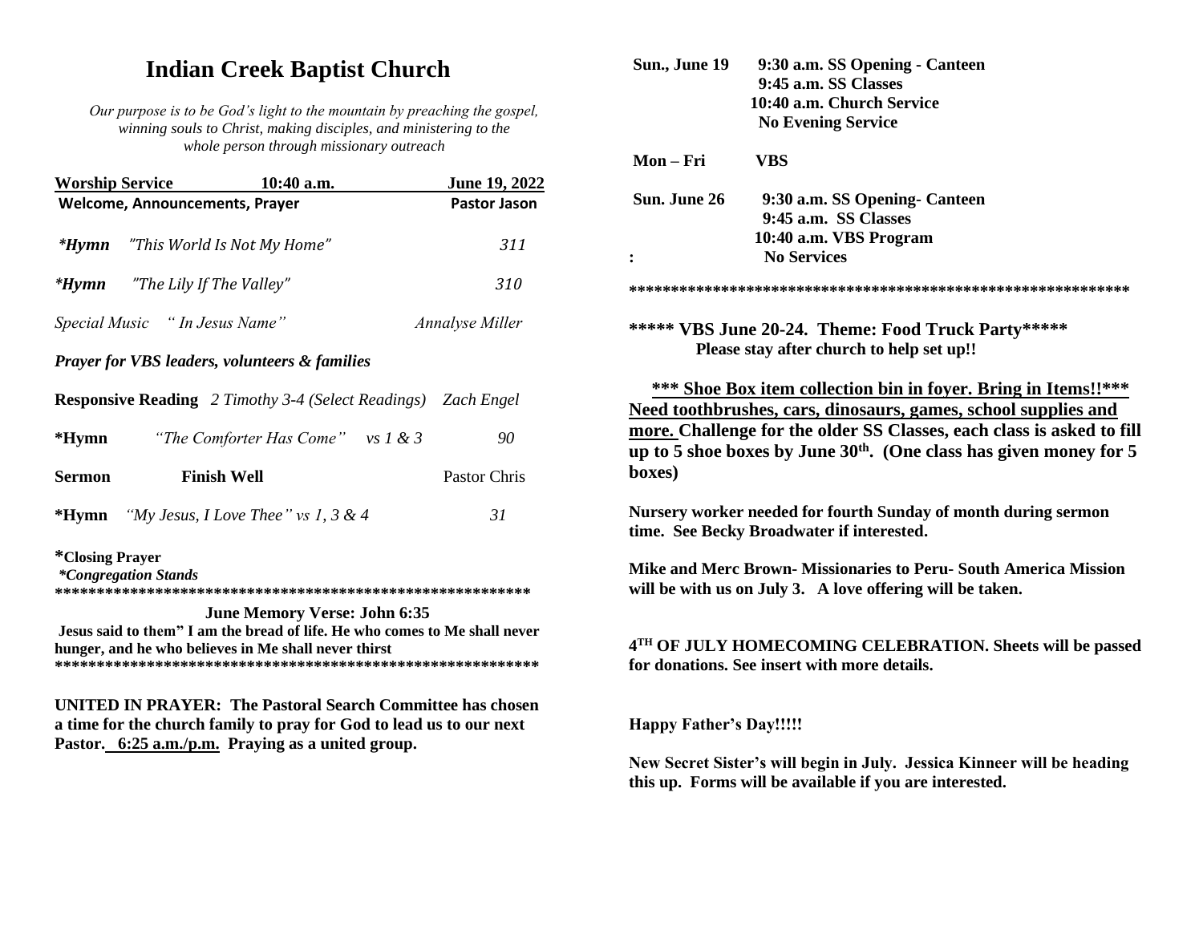# Indian Creek Baptist Church

*Our purpose is to be God's light to the mountain by preaching the gospel, winning souls to Christ, making disciples, and ministering to the whole person through missionary outreach*

| **Worship Service** | **10:40 a.m.** | **June 19, 2022** |
|---|---|---|
| **Welcome, Announcements, Prayer** | | **Pastor Jason** |
| ***Hymn** | *"This World Is Not My Home"* | *311* |
| ***Hymn** | *"The Lily If The Valley"* | *310* |
| *Special Music* | *" In Jesus Name"* | *Annalyse Miller* |

***Prayer for VBS leaders, volunteers & families***

| | | |
|---|---|---|
| **Responsive Reading** | *2 Timothy 3-4 (Select Readings)* | *Zach Engel* |
| ***Hymn** | *"The Comforter Has Come" vs 1 & 3* | *90* |
| **Sermon** | **Finish Well** | Pastor Chris |
| ***Hymn** | *"My Jesus, I Love Thee" vs 1, 3 & 4* | *31* |

***Closing Prayer**

***Congregation Stands***

************************************************************

**June Memory Verse: John 6:35**

**Jesus said to them" I am the bread of life. He who comes to Me shall never hunger, and he who believes in Me shall never thirst**

************************************************************

**UNITED IN PRAYER: The Pastoral Search Committee has chosen a time for the church family to pray for God to lead us to our next Pastor. 6:25 a.m./p.m. Praying as a united group.**

**Sun., June 19** — **9:30 a.m. SS Opening - Canteen**
**9:45 a.m. SS Classes**
**10:40 a.m. Church Service**
**No Evening Service**

**Mon – Fri** — **VBS**

**Sun. June 26** — **9:30 a.m. SS Opening- Canteen**
**9:45 a.m. SS Classes**
**10:40 a.m. VBS Program**
**: No Services**

************************************************************

**\*\*\*\*\* VBS June 20-24. Theme: Food Truck Party\*\*\*\*\***
**Please stay after church to help set up!!**

**\*\*\* Shoe Box item collection bin in foyer. Bring in Items!!\*\*\* Need toothbrushes, cars, dinosaurs, games, school supplies and more. Challenge for the older SS Classes, each class is asked to fill up to 5 shoe boxes by June 30th. (One class has given money for 5 boxes)**

**Nursery worker needed for fourth Sunday of month during sermon time. See Becky Broadwater if interested.**

**Mike and Merc Brown- Missionaries to Peru- South America Mission will be with us on July 3. A love offering will be taken.**

**4TH OF JULY HOMECOMING CELEBRATION. Sheets will be passed for donations. See insert with more details.**

**Happy Father's Day!!!!!**

**New Secret Sister's will begin in July. Jessica Kinneer will be heading this up. Forms will be available if you are interested.**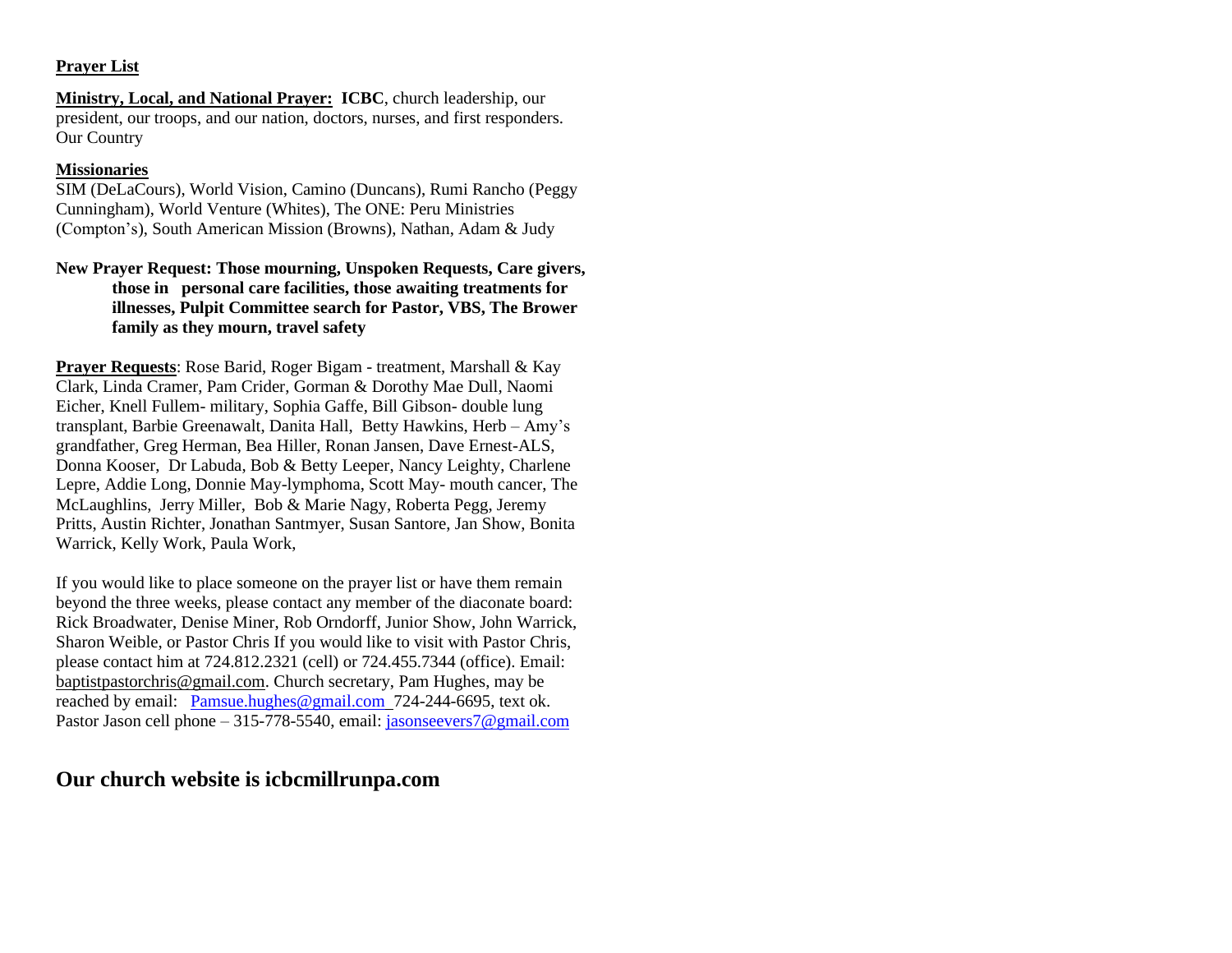**Prayer List**

**Ministry, Local, and National Prayer:** **ICBC**, church leadership, our president, our troops, and our nation, doctors, nurses, and first responders. Our Country

**Missionaries**

SIM (DeLaCours), World Vision, Camino (Duncans), Rumi Rancho (Peggy Cunningham), World Venture (Whites), The ONE: Peru Ministries (Compton's), South American Mission (Browns), Nathan, Adam & Judy

**New Prayer Request: Those mourning, Unspoken Requests, Care givers, those in personal care facilities, those awaiting treatments for illnesses, Pulpit Committee search for Pastor, VBS, The Brower family as they mourn, travel safety**

**Prayer Requests**: Rose Barid, Roger Bigam - treatment, Marshall & Kay Clark, Linda Cramer, Pam Crider, Gorman & Dorothy Mae Dull, Naomi Eicher, Knell Fullem- military, Sophia Gaffe, Bill Gibson- double lung transplant, Barbie Greenawalt, Danita Hall, Betty Hawkins, Herb – Amy's grandfather, Greg Herman, Bea Hiller, Ronan Jansen, Dave Ernest-ALS, Donna Kooser, Dr Labuda, Bob & Betty Leeper, Nancy Leighty, Charlene Lepre, Addie Long, Donnie May-lymphoma, Scott May- mouth cancer, The McLaughlins, Jerry Miller, Bob & Marie Nagy, Roberta Pegg, Jeremy Pritts, Austin Richter, Jonathan Santmyer, Susan Santore, Jan Show, Bonita Warrick, Kelly Work, Paula Work,

If you would like to place someone on the prayer list or have them remain beyond the three weeks, please contact any member of the diaconate board: Rick Broadwater, Denise Miner, Rob Orndorff, Junior Show, John Warrick, Sharon Weible, or Pastor Chris If you would like to visit with Pastor Chris, please contact him at 724.812.2321 (cell) or 724.455.7344 (office). Email: baptistpastorchris@gmail.com. Church secretary, Pam Hughes, may be reached by email: Pamsue.hughes@gmail.com 724-244-6695, text ok. Pastor Jason cell phone – 315-778-5540, email: jasonseevers7@gmail.com

## Our church website is icbcmillrunpa.com